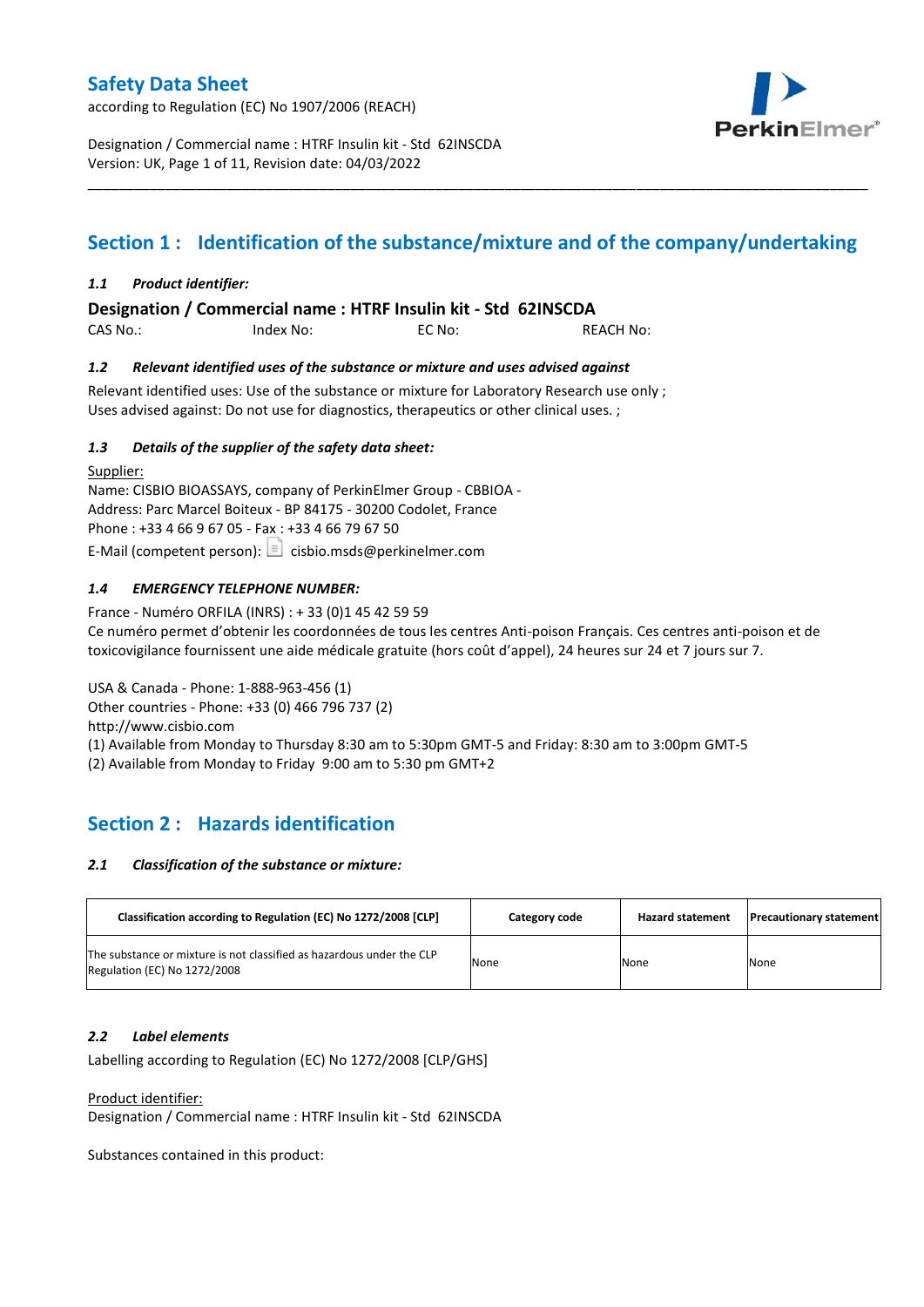# Safety Data Sheet

according to Regulation (EC) No 1907/2006 (REACH)

Designation / Commercial name : HTRF Insulin kit - Std 62INSCDA
Version: UK, Page 1 of 11, Revision date: 04/03/2022

## Section 1 : Identification of the substance/mixture and of the company/undertaking

### *1.1 Product identifier:*

**Designation / Commercial name : HTRF Insulin kit - Std 62INSCDA**

CAS No.: Index No: EC No: REACH No:

### *1.2 Relevant identified uses of the substance or mixture and uses advised against*

Relevant identified uses: Use of the substance or mixture for Laboratory Research use only ;
Uses advised against: Do not use for diagnostics, therapeutics or other clinical uses. ;

### *1.3 Details of the supplier of the safety data sheet:*

Supplier:
Name: CISBIO BIOASSAYS, company of PerkinElmer Group - CBBIOA -
Address: Parc Marcel Boiteux - BP 84175 - 30200 Codolet, France
Phone : +33 4 66 9 67 05 - Fax : +33 4 66 79 67 50
E-Mail (competent person): cisbio.msds@perkinelmer.com

### *1.4 EMERGENCY TELEPHONE NUMBER:*

France - Numéro ORFILA (INRS) : + 33 (0)1 45 42 59 59
Ce numéro permet d'obtenir les coordonnées de tous les centres Anti-poison Français. Ces centres anti-poison et de toxicovigilance fournissent une aide médicale gratuite (hors coût d'appel), 24 heures sur 24 et 7 jours sur 7.

USA & Canada - Phone: 1-888-963-456 (1)
Other countries - Phone: +33 (0) 466 796 737 (2)
http://www.cisbio.com
(1) Available from Monday to Thursday 8:30 am to 5:30pm GMT-5 and Friday: 8:30 am to 3:00pm GMT-5
(2) Available from Monday to Friday 9:00 am to 5:30 pm GMT+2

## Section 2 : Hazards identification

### *2.1 Classification of the substance or mixture:*

| Classification according to Regulation (EC) No 1272/2008 [CLP] | Category code | Hazard statement | Precautionary statement |
|---|---|---|---|
| The substance or mixture is not classified as hazardous under the CLP Regulation (EC) No 1272/2008 | None | None | None |

### *2.2 Label elements*

Labelling according to Regulation (EC) No 1272/2008 [CLP/GHS]

Product identifier:
Designation / Commercial name : HTRF Insulin kit - Std 62INSCDA

Substances contained in this product: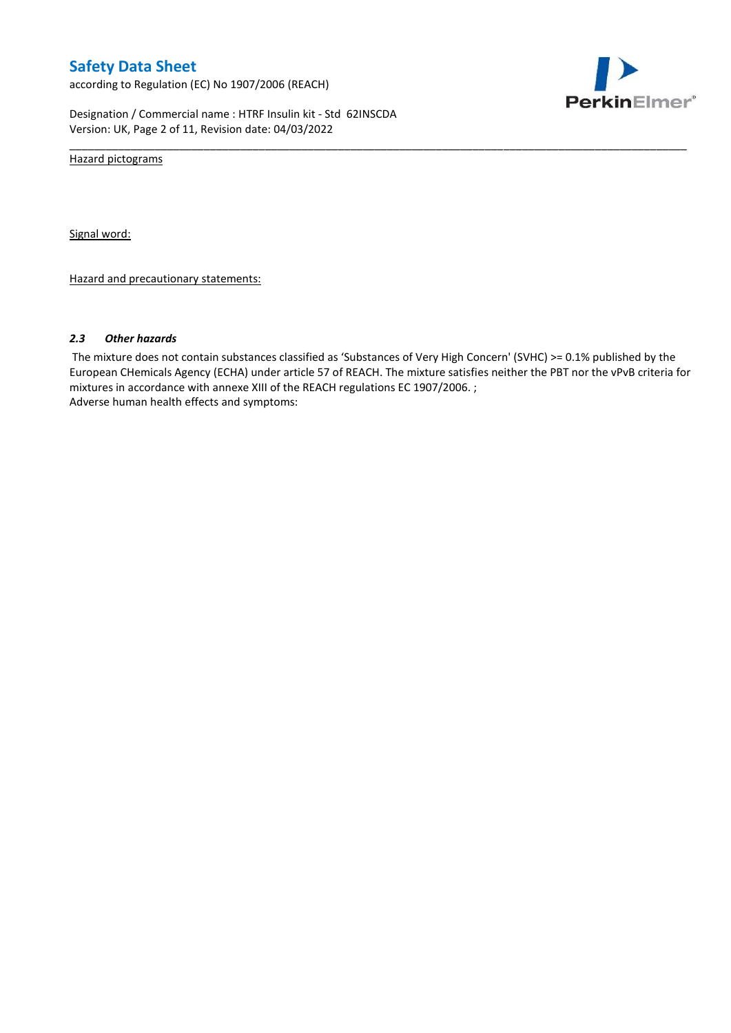Hazard pictograms

Signal word:

Hazard and precautionary statements:

### *2.3 Other hazards*

The mixture does not contain substances classified as 'Substances of Very High Concern' (SVHC) >= 0.1% published by the European CHemicals Agency (ECHA) under article 57 of REACH. The mixture satisfies neither the PBT nor the vPvB criteria for mixtures in accordance with annexe XIII of the REACH regulations EC 1907/2006. ;
Adverse human health effects and symptoms: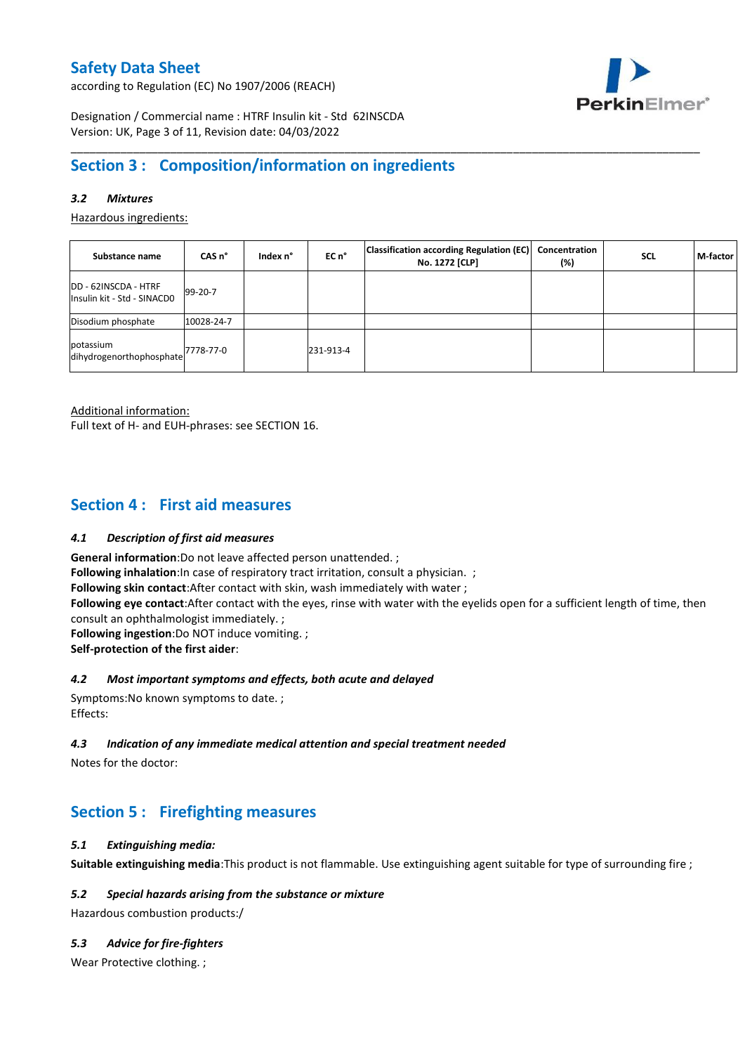# Safety Data Sheet

according to Regulation (EC) No 1907/2006 (REACH)

Designation / Commercial name : HTRF Insulin kit - Std 62INSCDA
Version: UK, Page 3 of 11, Revision date: 04/03/2022

## Section 3 : Composition/information on ingredients

### 3.2 Mixtures

Hazardous ingredients:

| Substance name | CAS n° | Index n° | EC n° | Classification according Regulation (EC) No. 1272 [CLP] | Concentration (%) | SCL | M-factor |
|---|---|---|---|---|---|---|---|
| DD - 62INSCDA - HTRF Insulin kit - Std - SINACD0 | 99-20-7 | | | | | | |
| Disodium phosphate | 10028-24-7 | | | | | | |
| potassium dihydrogenorthophosphate | 7778-77-0 | | 231-913-4 | | | | |

Additional information:
Full text of H- and EUH-phrases: see SECTION 16.

## Section 4 : First aid measures

### 4.1 Description of first aid measures

**General information**:Do not leave affected person unattended. ;
**Following inhalation**:In case of respiratory tract irritation, consult a physician. ;
**Following skin contact**:After contact with skin, wash immediately with water ;
**Following eye contact**:After contact with the eyes, rinse with water with the eyelids open for a sufficient length of time, then consult an ophthalmologist immediately. ;
**Following ingestion**:Do NOT induce vomiting. ;
**Self-protection of the first aider**:

### 4.2 Most important symptoms and effects, both acute and delayed

Symptoms:No known symptoms to date. ;
Effects:

### 4.3 Indication of any immediate medical attention and special treatment needed

Notes for the doctor:

## Section 5 : Firefighting measures

### 5.1 Extinguishing media:

**Suitable extinguishing media**:This product is not flammable. Use extinguishing agent suitable for type of surrounding fire ;

### 5.2 Special hazards arising from the substance or mixture

Hazardous combustion products:/

### 5.3 Advice for fire-fighters

Wear Protective clothing. ;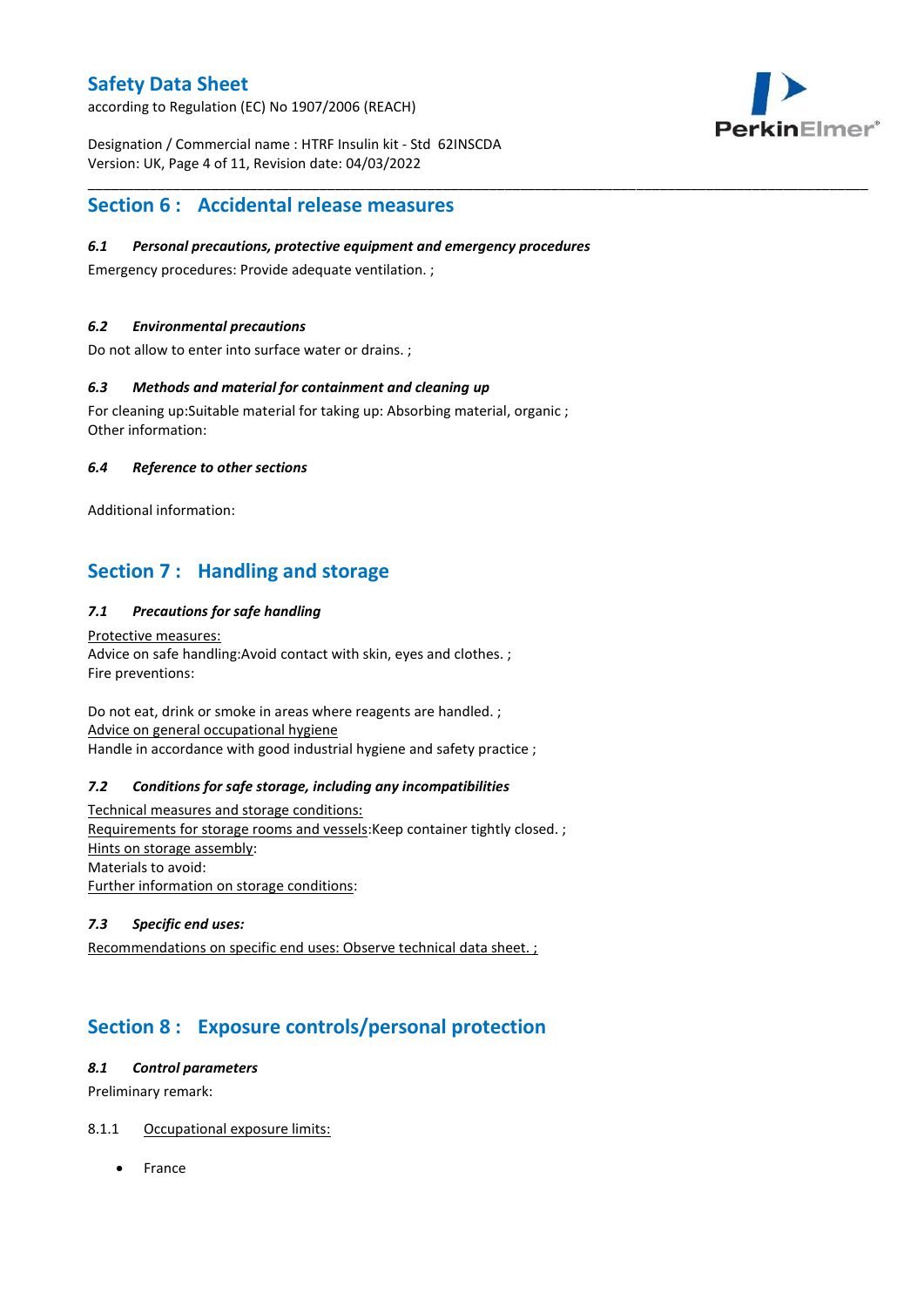## Section 6 : Accidental release measures

### *6.1 Personal precautions, protective equipment and emergency procedures*

Emergency procedures: Provide adequate ventilation. ;

### *6.2 Environmental precautions*

Do not allow to enter into surface water or drains. ;

### *6.3 Methods and material for containment and cleaning up*

For cleaning up:Suitable material for taking up: Absorbing material, organic ;
Other information:

### *6.4 Reference to other sections*

Additional information:

## Section 7 : Handling and storage

### *7.1 Precautions for safe handling*

Protective measures:
Advice on safe handling:Avoid contact with skin, eyes and clothes. ;
Fire preventions:

Do not eat, drink or smoke in areas where reagents are handled. ;
Advice on general occupational hygiene
Handle in accordance with good industrial hygiene and safety practice ;

### *7.2 Conditions for safe storage, including any incompatibilities*

Technical measures and storage conditions:
Requirements for storage rooms and vessels:Keep container tightly closed. ;
Hints on storage assembly:
Materials to avoid:
Further information on storage conditions:

### *7.3 Specific end uses:*

Recommendations on specific end uses: Observe technical data sheet. ;

## Section 8 : Exposure controls/personal protection

### *8.1 Control parameters*

Preliminary remark:

8.1.1 Occupational exposure limits:

- France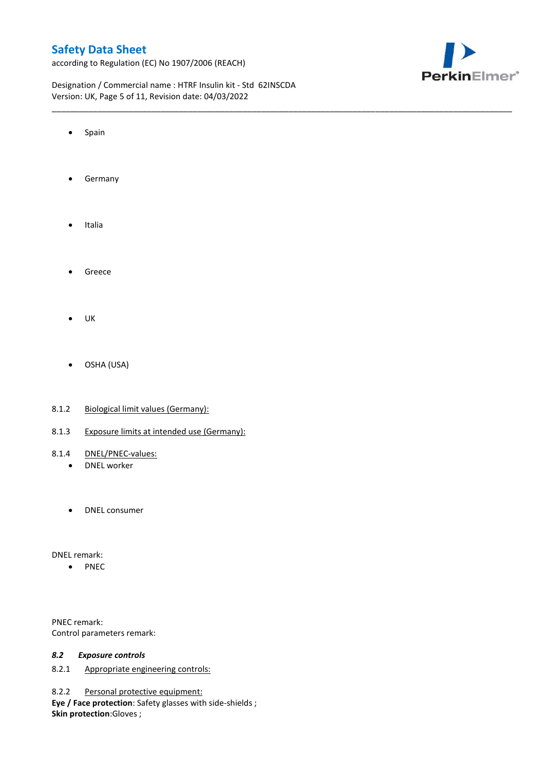- Spain

- Germany

- Italia

- Greece

- UK

- OSHA (USA)

8.1.2 Biological limit values (Germany):

8.1.3 Exposure limits at intended use (Germany):

8.1.4 DNEL/PNEC-values:

- DNEL worker

- DNEL consumer

DNEL remark:

- PNEC

PNEC remark:
Control parameters remark:

### *8.2 Exposure controls*

8.2.1 Appropriate engineering controls:

8.2.2 Personal protective equipment:
**Eye / Face protection**: Safety glasses with side-shields ;
**Skin protection**:Gloves ;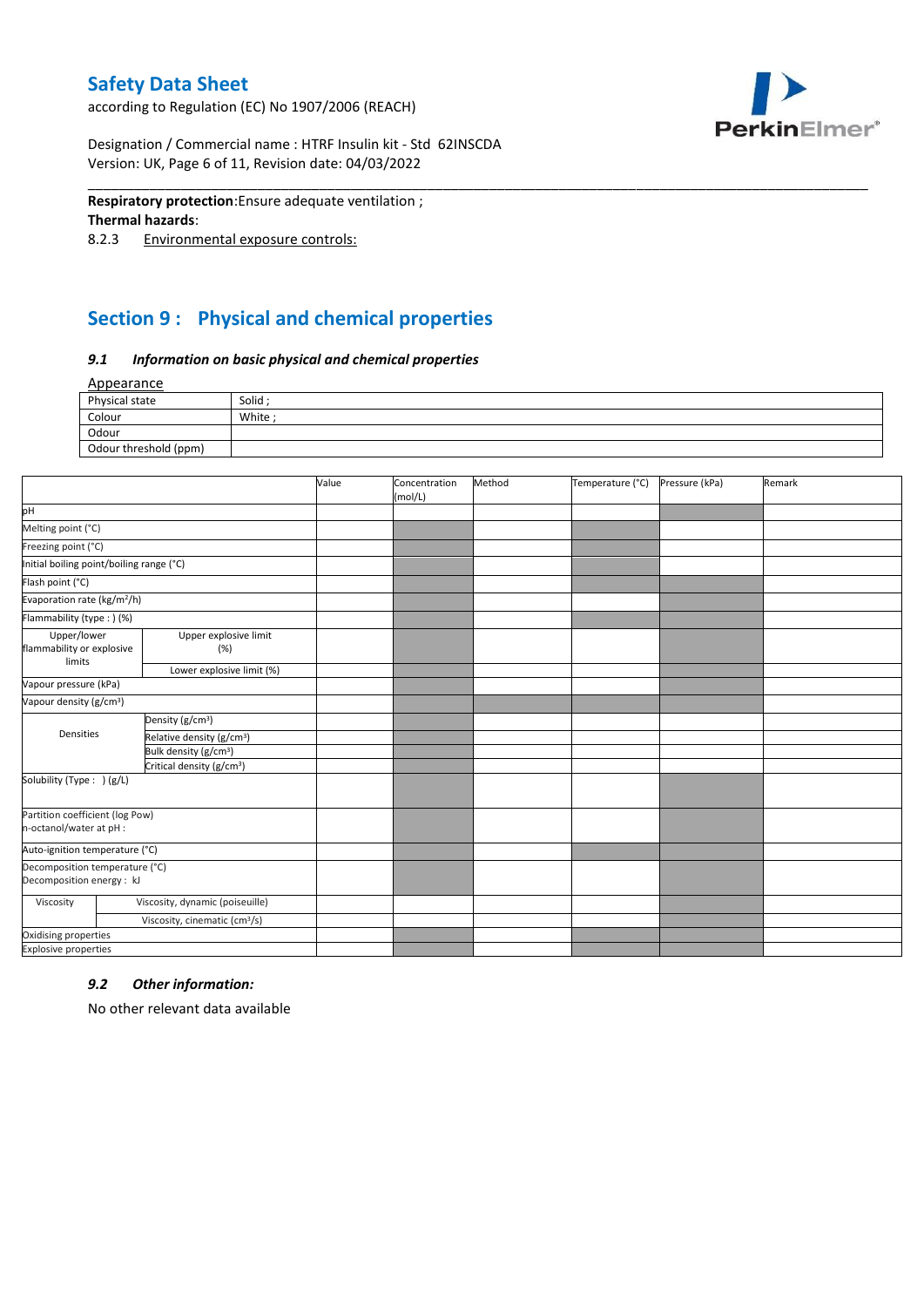**Respiratory protection**:Ensure adequate ventilation ;

**Thermal hazards**:

8.2.3 Environmental exposure controls:

## Section 9 : Physical and chemical properties

### *9.1 Information on basic physical and chemical properties*

Appearance

| Physical state | Solid ; |
|---|---|
| Colour | White ; |
| Odour | |
| Odour threshold (ppm) | |

| | | Value | Concentration (mol/L) | Method | Temperature (°C) | Pressure (kPa) | Remark |
|---|---|---|---|---|---|---|---|
| pH | | | | | | | |
| Melting point (°C) | | | | | | | |
| Freezing point (°C) | | | | | | | |
| Initial boiling point/boiling range (°C) | | | | | | | |
| Flash point (°C) | | | | | | | |
| Evaporation rate (kg/m²/h) | | | | | | | |
| Flammability (type : ) (%) | | | | | | | |
| Upper/lower flammability or explosive limits | Upper explosive limit (%) | | | | | | |
| | Lower explosive limit (%) | | | | | | |
| Vapour pressure (kPa) | | | | | | | |
| Vapour density (g/cm³) | | | | | | | |
| Densities | Density (g/cm³) | | | | | | |
| | Relative density (g/cm³) | | | | | | |
| | Bulk density (g/cm³) | | | | | | |
| | Critical density (g/cm³) | | | | | | |
| Solubility (Type : ) (g/L) | | | | | | | |
| Partition coefficient (log Pow) n-octanol/water at pH : | | | | | | | |
| Auto-ignition temperature (°C) | | | | | | | |
| Decomposition temperature (°C) Decomposition energy : kJ | | | | | | | |
| Viscosity | Viscosity, dynamic (poiseuille) | | | | | | |
| | Viscosity, cinematic (cm³/s) | | | | | | |
| Oxidising properties | | | | | | | |
| Explosive properties | | | | | | | |

### *9.2 Other information:*

No other relevant data available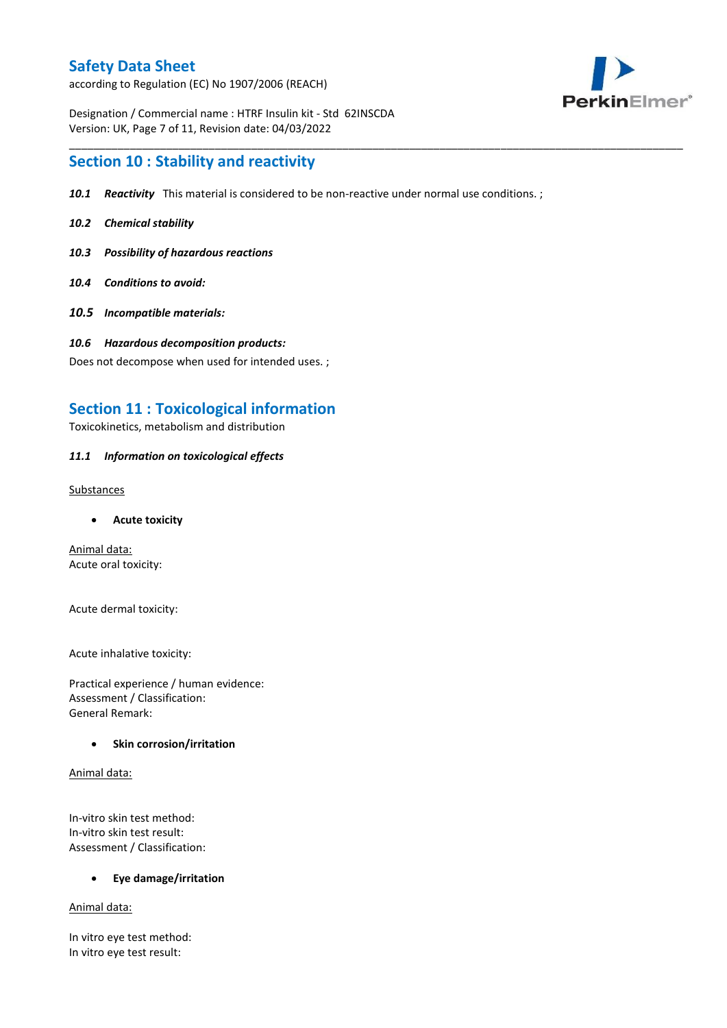## Section 10 : Stability and reactivity

***10.1 Reactivity*** This material is considered to be non-reactive under normal use conditions. ;

***10.2 Chemical stability***

***10.3 Possibility of hazardous reactions***

***10.4 Conditions to avoid:***

***10.5 Incompatible materials:***

***10.6 Hazardous decomposition products:***

Does not decompose when used for intended uses. ;

## Section 11 : Toxicological information

Toxicokinetics, metabolism and distribution

***11.1 Information on toxicological effects***

<u>Substances</u>

- **Acute toxicity**

<u>Animal data:</u>
Acute oral toxicity:

Acute dermal toxicity:

Acute inhalative toxicity:

Practical experience / human evidence:
Assessment / Classification:
General Remark:

- **Skin corrosion/irritation**

<u>Animal data:</u>

In-vitro skin test method:
In-vitro skin test result:
Assessment / Classification:

- **Eye damage/irritation**

<u>Animal data:</u>

In vitro eye test method:
In vitro eye test result: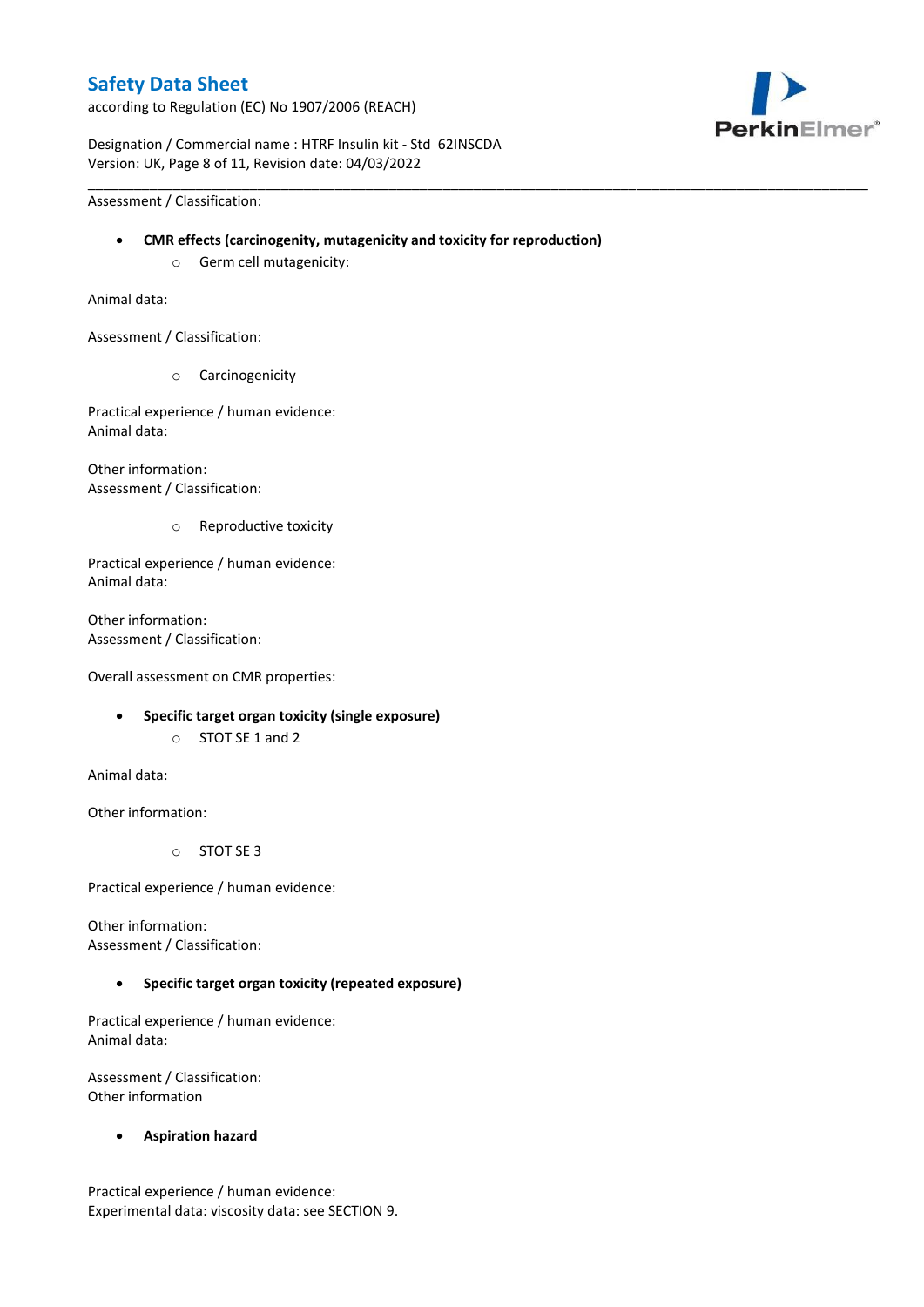Assessment / Classification:

- **CMR effects (carcinogenity, mutagenicity and toxicity for reproduction)**
  - Germ cell mutagenicity:

Animal data:

Assessment / Classification:

  - Carcinogenicity

Practical experience / human evidence:
Animal data:

Other information:
Assessment / Classification:

  - Reproductive toxicity

Practical experience / human evidence:
Animal data:

Other information:
Assessment / Classification:

Overall assessment on CMR properties:

- **Specific target organ toxicity (single exposure)**
  - STOT SE 1 and 2

Animal data:

Other information:

  - STOT SE 3

Practical experience / human evidence:

Other information:
Assessment / Classification:

- **Specific target organ toxicity (repeated exposure)**

Practical experience / human evidence:
Animal data:

Assessment / Classification:
Other information

- **Aspiration hazard**

Practical experience / human evidence:
Experimental data: viscosity data: see SECTION 9.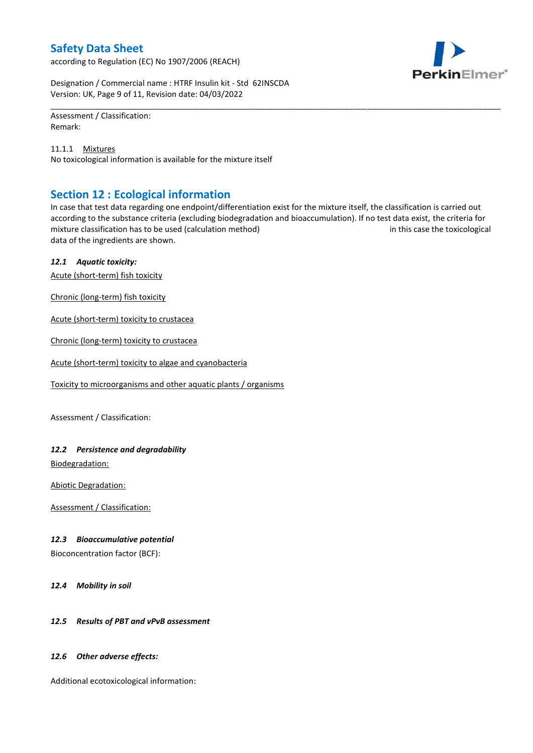Assessment / Classification:
Remark:

11.1.1 Mixtures
No toxicological information is available for the mixture itself

## Section 12 : Ecological information

In case that test data regarding one endpoint/differentiation exist for the mixture itself, the classification is carried out according to the substance criteria (excluding biodegradation and bioaccumulation). If no test data exist, the criteria for mixture classification has to be used (calculation method) in this case the toxicological data of the ingredients are shown.

### *12.1 Aquatic toxicity:*

Acute (short-term) fish toxicity

Chronic (long-term) fish toxicity

Acute (short-term) toxicity to crustacea

Chronic (long-term) toxicity to crustacea

Acute (short-term) toxicity to algae and cyanobacteria

Toxicity to microorganisms and other aquatic plants / organisms

Assessment / Classification:

### *12.2 Persistence and degradability*

Biodegradation:

Abiotic Degradation:

Assessment / Classification:

### *12.3 Bioaccumulative potential*

Bioconcentration factor (BCF):

### *12.4 Mobility in soil*

### *12.5 Results of PBT and vPvB assessment*

### *12.6 Other adverse effects:*

Additional ecotoxicological information: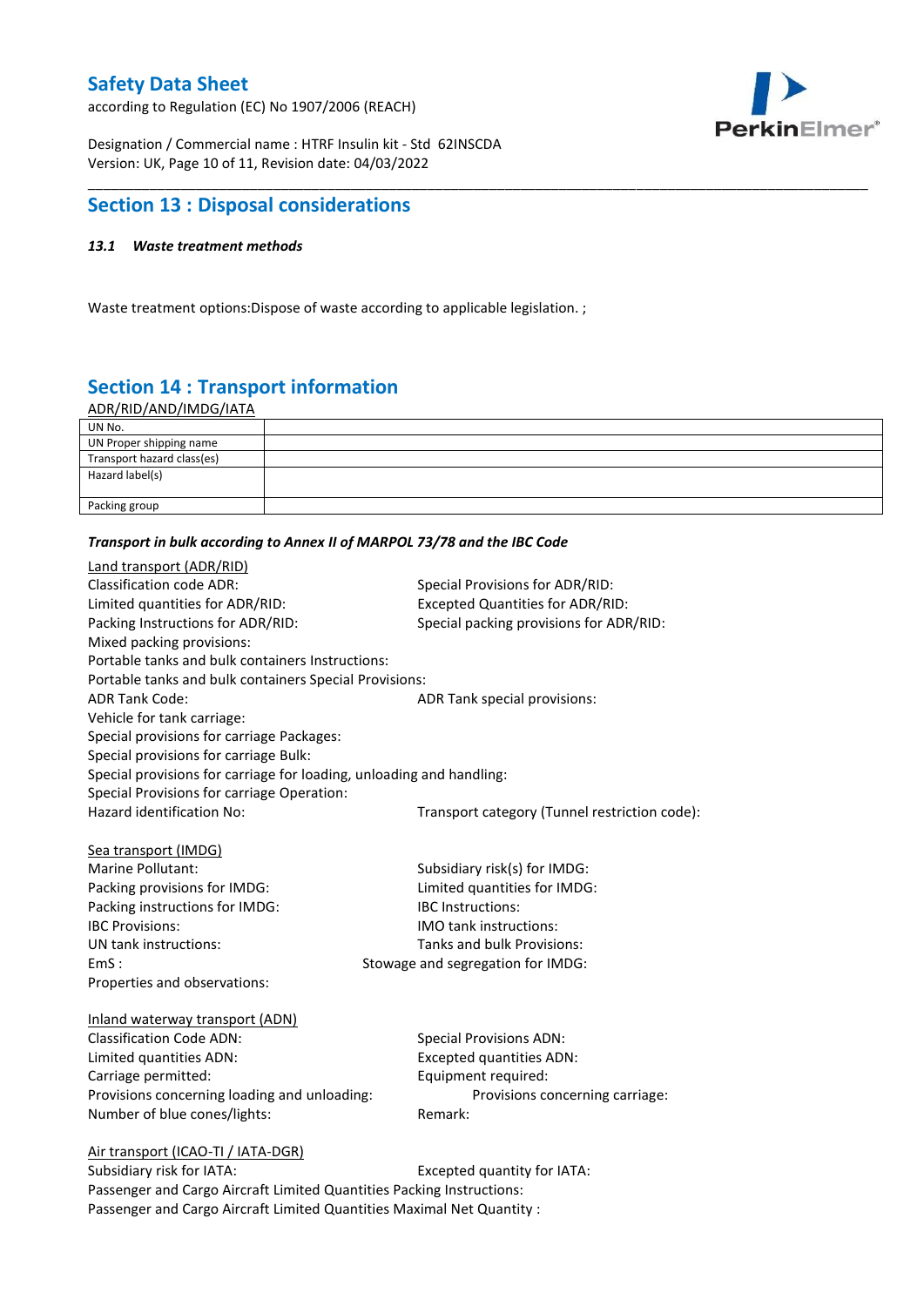## Section 13 : Disposal considerations

***13.1 Waste treatment methods***

Waste treatment options:Dispose of waste according to applicable legislation. ;

## Section 14 : Transport information

ADR/RID/AND/IMDG/IATA

| UN No. | |
|---|---|
| UN Proper shipping name | |
| Transport hazard class(es) | |
| Hazard label(s) | |
| Packing group | |

***Transport in bulk according to Annex II of MARPOL 73/78 and the IBC Code***

Land transport (ADR/RID)

Classification code ADR:
Special Provisions for ADR/RID:
Limited quantities for ADR/RID:
Excepted Quantities for ADR/RID:
Packing Instructions for ADR/RID:
Special packing provisions for ADR/RID:
Mixed packing provisions:
Portable tanks and bulk containers Instructions:
Portable tanks and bulk containers Special Provisions:
ADR Tank Code:
ADR Tank special provisions:
Vehicle for tank carriage:
Special provisions for carriage Packages:
Special provisions for carriage Bulk:
Special provisions for carriage for loading, unloading and handling:
Special Provisions for carriage Operation:
Hazard identification No:
Transport category (Tunnel restriction code):

Sea transport (IMDG)

Marine Pollutant:
Subsidiary risk(s) for IMDG:
Packing provisions for IMDG:
Limited quantities for IMDG:
Packing instructions for IMDG:
IBC Instructions:
IBC Provisions:
IMO tank instructions:
UN tank instructions:
Tanks and bulk Provisions:
EmS :
Stowage and segregation for IMDG:
Properties and observations:

Inland waterway transport (ADN)

Classification Code ADN:
Special Provisions ADN:
Limited quantities ADN:
Excepted quantities ADN:
Carriage permitted:
Equipment required:
Provisions concerning loading and unloading:
Provisions concerning carriage:
Number of blue cones/lights:
Remark:

Air transport (ICAO-TI / IATA-DGR)

Subsidiary risk for IATA:
Excepted quantity for IATA:
Passenger and Cargo Aircraft Limited Quantities Packing Instructions:
Passenger and Cargo Aircraft Limited Quantities Maximal Net Quantity :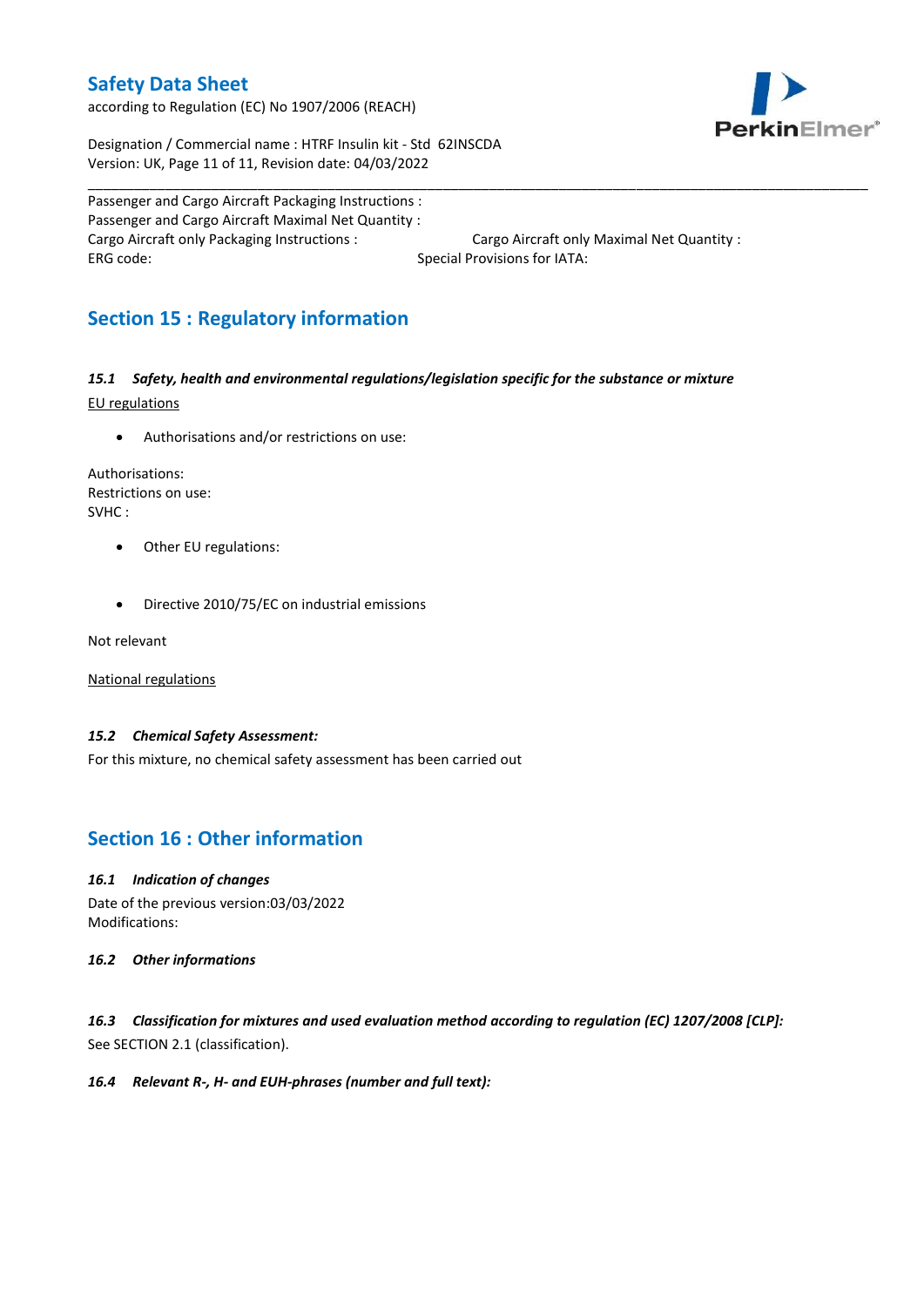Passenger and Cargo Aircraft Packaging Instructions :
Passenger and Cargo Aircraft Maximal Net Quantity :
Cargo Aircraft only Packaging Instructions : Cargo Aircraft only Maximal Net Quantity :
ERG code: Special Provisions for IATA:

## Section 15 : Regulatory information

### *15.1 Safety, health and environmental regulations/legislation specific for the substance or mixture*

EU regulations

- Authorisations and/or restrictions on use:

Authorisations:
Restrictions on use:
SVHC :

- Other EU regulations:

- Directive 2010/75/EC on industrial emissions

Not relevant

National regulations

### *15.2 Chemical Safety Assessment:*

For this mixture, no chemical safety assessment has been carried out

## Section 16 : Other information

### *16.1 Indication of changes*

Date of the previous version:03/03/2022
Modifications:

### *16.2 Other informations*

### *16.3 Classification for mixtures and used evaluation method according to regulation (EC) 1207/2008 [CLP]:*

See SECTION 2.1 (classification).

### *16.4 Relevant R-, H- and EUH-phrases (number and full text):*